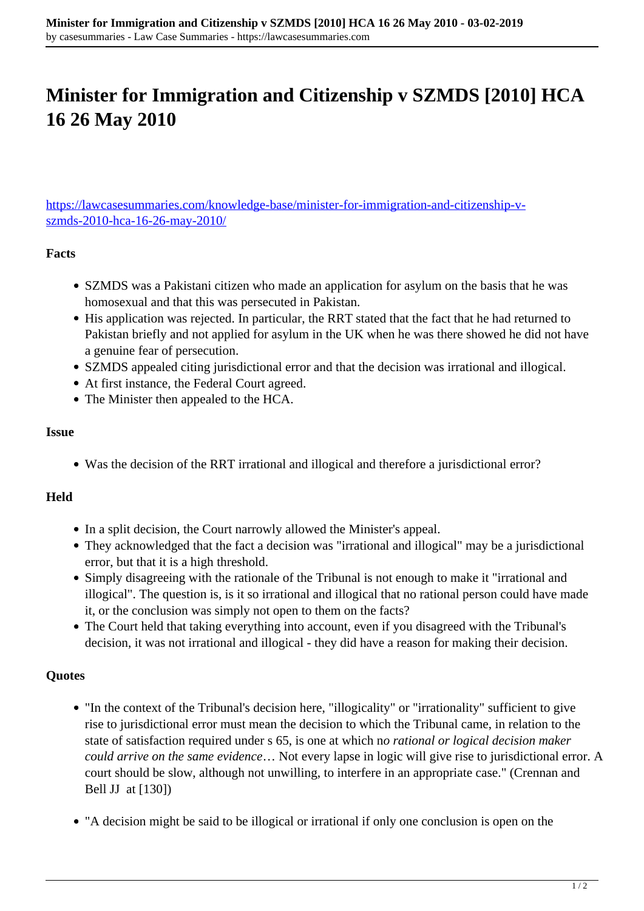# Minister for Immigration and Citizenship v SZMDS [2010] HCA 16 26 May 2010

https://lawcasesummaries.com/knowledge-base/minister-for-immigration-and-citizenship-v-szmds-2010-hca-16-26-may-2010/

**Facts**

- SZMDS was a Pakistani citizen who made an application for asylum on the basis that he was homosexual and that this was persecuted in Pakistan.
- His application was rejected. In particular, the RRT stated that the fact that he had returned to Pakistan briefly and not applied for asylum in the UK when he was there showed he did not have a genuine fear of persecution.
- SZMDS appealed citing jurisdictional error and that the decision was irrational and illogical.
- At first instance, the Federal Court agreed.
- The Minister then appealed to the HCA.

**Issue**

- Was the decision of the RRT irrational and illogical and therefore a jurisdictional error?

**Held**

- In a split decision, the Court narrowly allowed the Minister's appeal.
- They acknowledged that the fact a decision was "irrational and illogical" may be a jurisdictional error, but that it is a high threshold.
- Simply disagreeing with the rationale of the Tribunal is not enough to make it "irrational and illogical". The question is, is it so irrational and illogical that no rational person could have made it, or the conclusion was simply not open to them on the facts?
- The Court held that taking everything into account, even if you disagreed with the Tribunal's decision, it was not irrational and illogical - they did have a reason for making their decision.

**Quotes**

- "In the context of the Tribunal's decision here, "illogicality" or "irrationality" sufficient to give rise to jurisdictional error must mean the decision to which the Tribunal came, in relation to the state of satisfaction required under s 65, is one at which n*o rational or logical decision maker could arrive on the same evidence*… Not every lapse in logic will give rise to jurisdictional error. A court should be slow, although not unwilling, to interfere in an appropriate case." (Crennan and Bell JJ at [130])

- "A decision might be said to be illogical or irrational if only one conclusion is open on the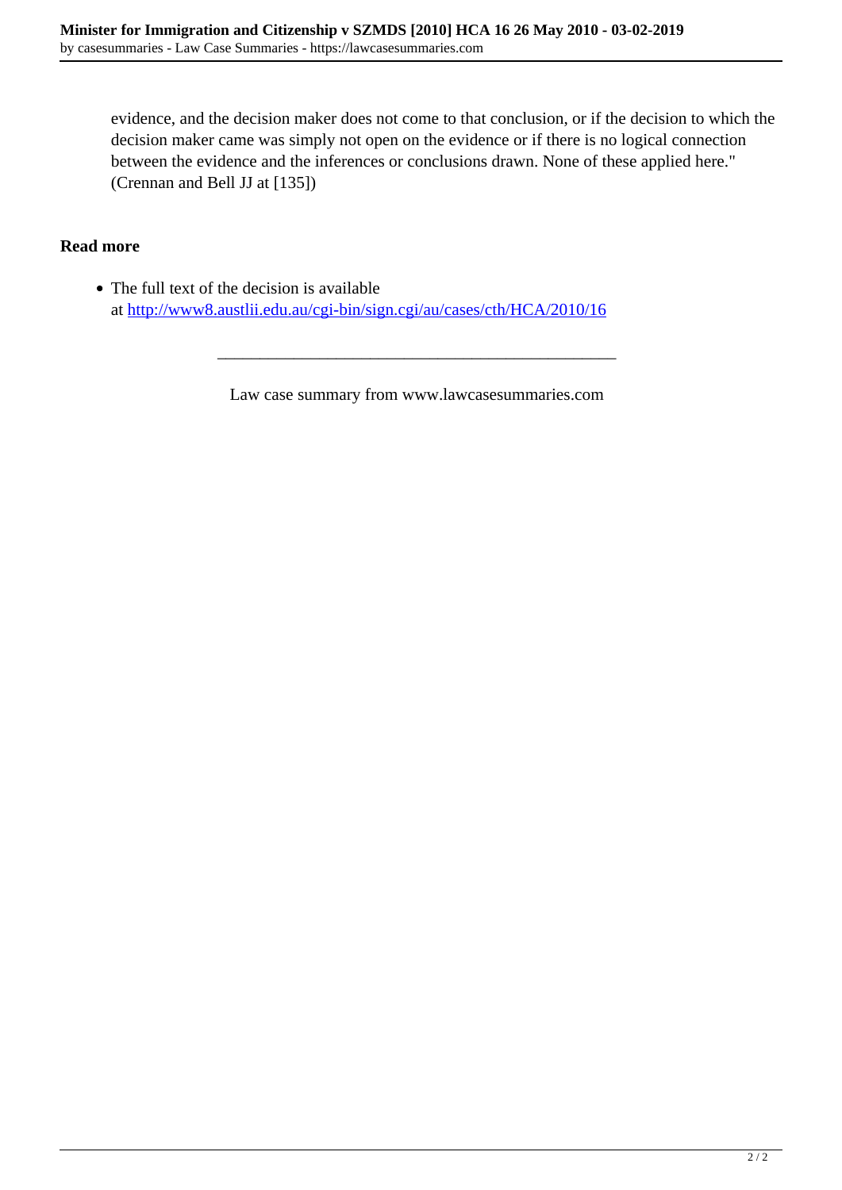evidence, and the decision maker does not come to that conclusion, or if the decision to which the decision maker came was simply not open on the evidence or if there is no logical connection between the evidence and the inferences or conclusions drawn. None of these applied here." (Crennan and Bell JJ at [135])

**Read more**

- The full text of the decision is available at http://www8.austlii.edu.au/cgi-bin/sign.cgi/au/cases/cth/HCA/2010/16

---

Law case summary from www.lawcasesummaries.com